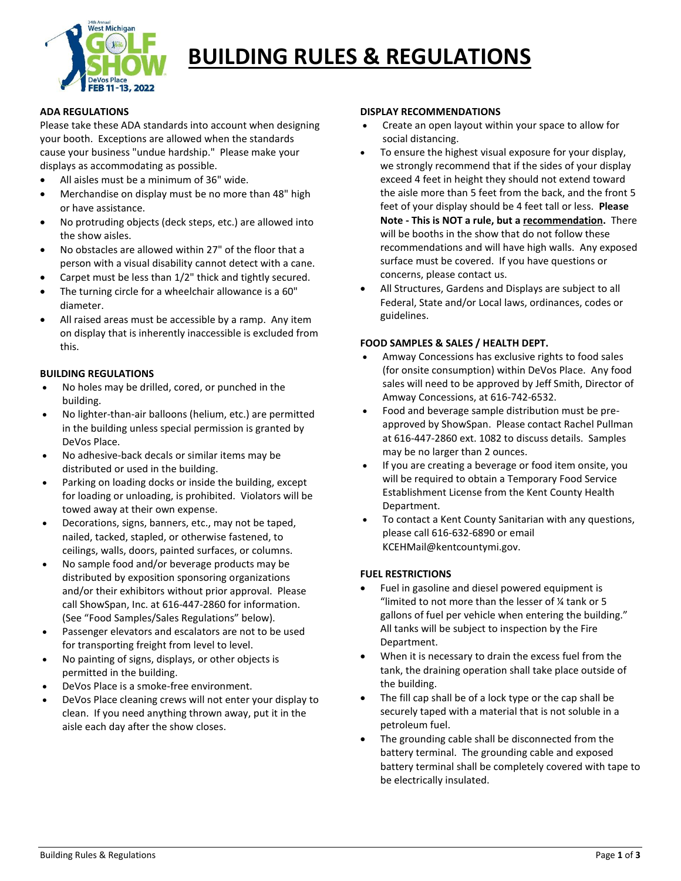# BUILDING RULES & REGULATIONS

34th Annual West Michigan GOLF SHOW — DeVos Place — FEB 11-13, 2022

## ADA REGULATIONS

Please take these ADA standards into account when designing your booth. Exceptions are allowed when the standards cause your business "undue hardship." Please make your displays as accommodating as possible.

- All aisles must be a minimum of 36" wide.
- Merchandise on display must be no more than 48" high or have assistance.
- No protruding objects (deck steps, etc.) are allowed into the show aisles.
- No obstacles are allowed within 27" of the floor that a person with a visual disability cannot detect with a cane.
- Carpet must be less than 1/2" thick and tightly secured.
- The turning circle for a wheelchair allowance is a 60" diameter.
- All raised areas must be accessible by a ramp. Any item on display that is inherently inaccessible is excluded from this.

## BUILDING REGULATIONS

- No holes may be drilled, cored, or punched in the building.
- No lighter-than-air balloons (helium, etc.) are permitted in the building unless special permission is granted by DeVos Place.
- No adhesive-back decals or similar items may be distributed or used in the building.
- Parking on loading docks or inside the building, except for loading or unloading, is prohibited. Violators will be towed away at their own expense.
- Decorations, signs, banners, etc., may not be taped, nailed, tacked, stapled, or otherwise fastened, to ceilings, walls, doors, painted surfaces, or columns.
- No sample food and/or beverage products may be distributed by exposition sponsoring organizations and/or their exhibitors without prior approval. Please call ShowSpan, Inc. at 616-447-2860 for information. (See "Food Samples/Sales Regulations" below).
- Passenger elevators and escalators are not to be used for transporting freight from level to level.
- No painting of signs, displays, or other objects is permitted in the building.
- DeVos Place is a smoke-free environment.
- DeVos Place cleaning crews will not enter your display to clean. If you need anything thrown away, put it in the aisle each day after the show closes.

## DISPLAY RECOMMENDATIONS

- Create an open layout within your space to allow for social distancing.
- To ensure the highest visual exposure for your display, we strongly recommend that if the sides of your display exceed 4 feet in height they should not extend toward the aisle more than 5 feet from the back, and the front 5 feet of your display should be 4 feet tall or less. **Please Note - This is NOT a rule, but a recommendation.** There will be booths in the show that do not follow these recommendations and will have high walls. Any exposed surface must be covered. If you have questions or concerns, please contact us.
- All Structures, Gardens and Displays are subject to all Federal, State and/or Local laws, ordinances, codes or guidelines.

## FOOD SAMPLES & SALES / HEALTH DEPT.

- Amway Concessions has exclusive rights to food sales (for onsite consumption) within DeVos Place. Any food sales will need to be approved by Jeff Smith, Director of Amway Concessions, at 616-742-6532.
- Food and beverage sample distribution must be pre-approved by ShowSpan. Please contact Rachel Pullman at 616-447-2860 ext. 1082 to discuss details. Samples may be no larger than 2 ounces.
- If you are creating a beverage or food item onsite, you will be required to obtain a Temporary Food Service Establishment License from the Kent County Health Department.
- To contact a Kent County Sanitarian with any questions, please call 616-632-6890 or email KCEHMail@kentcountymi.gov.

## FUEL RESTRICTIONS

- Fuel in gasoline and diesel powered equipment is "limited to not more than the lesser of ¼ tank or 5 gallons of fuel per vehicle when entering the building." All tanks will be subject to inspection by the Fire Department.
- When it is necessary to drain the excess fuel from the tank, the draining operation shall take place outside of the building.
- The fill cap shall be of a lock type or the cap shall be securely taped with a material that is not soluble in a petroleum fuel.
- The grounding cable shall be disconnected from the battery terminal. The grounding cable and exposed battery terminal shall be completely covered with tape to be electrically insulated.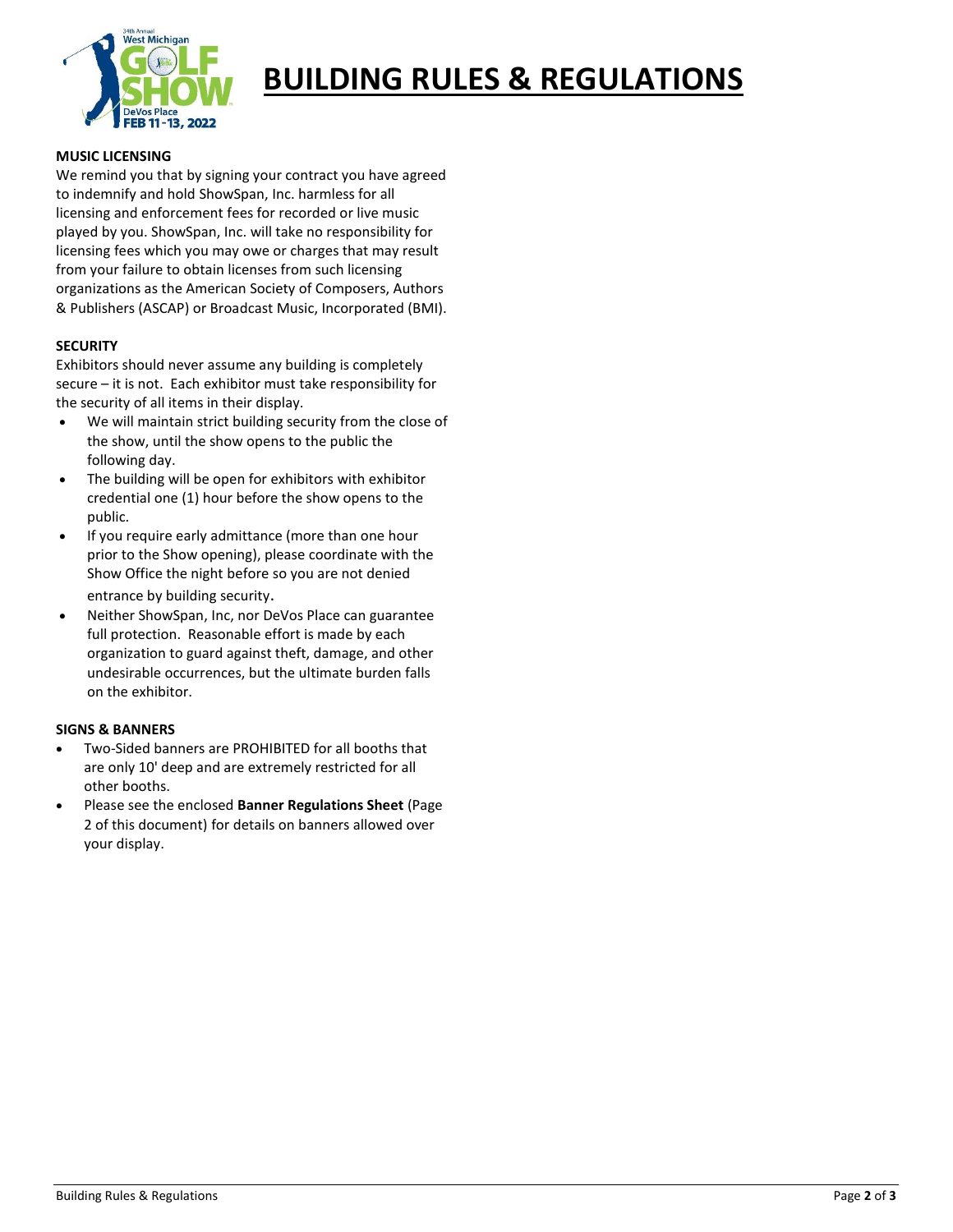# BUILDING RULES & REGULATIONS

**MUSIC LICENSING**

We remind you that by signing your contract you have agreed to indemnify and hold ShowSpan, Inc. harmless for all licensing and enforcement fees for recorded or live music played by you. ShowSpan, Inc. will take no responsibility for licensing fees which you may owe or charges that may result from your failure to obtain licenses from such licensing organizations as the American Society of Composers, Authors & Publishers (ASCAP) or Broadcast Music, Incorporated (BMI).

**SECURITY**

Exhibitors should never assume any building is completely secure – it is not. Each exhibitor must take responsibility for the security of all items in their display.

- We will maintain strict building security from the close of the show, until the show opens to the public the following day.
- The building will be open for exhibitors with exhibitor credential one (1) hour before the show opens to the public.
- If you require early admittance (more than one hour prior to the Show opening), please coordinate with the Show Office the night before so you are not denied entrance by building security.
- Neither ShowSpan, Inc, nor DeVos Place can guarantee full protection. Reasonable effort is made by each organization to guard against theft, damage, and other undesirable occurrences, but the ultimate burden falls on the exhibitor.

**SIGNS & BANNERS**

- Two-Sided banners are PROHIBITED for all booths that are only 10' deep and are extremely restricted for all other booths.
- Please see the enclosed **Banner Regulations Sheet** (Page 2 of this document) for details on banners allowed over your display.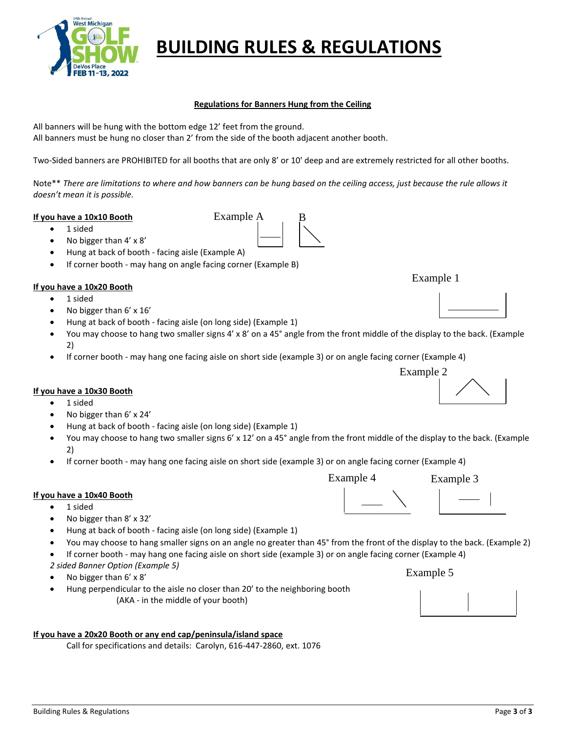# BUILDING RULES & REGULATIONS

**Regulations for Banners Hung from the Ceiling**

All banners will be hung with the bottom edge 12' feet from the ground.
All banners must be hung no closer than 2' from the side of the booth adjacent another booth.

Two-Sided banners are PROHIBITED for all booths that are only 8' or 10' deep and are extremely restricted for all other booths.

Note** *There are limitations to where and how banners can be hung based on the ceiling access, just because the rule allows it doesn't mean it is possible.*

**If you have a 10x10 Booth**

Example A    B

- 1 sided
- No bigger than 4' x 8'
- Hung at back of booth - facing aisle (Example A)
- If corner booth - may hang on angle facing corner (Example B)

**If you have a 10x20 Booth**

Example 1

- 1 sided
- No bigger than 6' x 16'
- Hung at back of booth - facing aisle (on long side) (Example 1)
- You may choose to hang two smaller signs 4' x 8' on a 45° angle from the front middle of the display to the back. (Example 2)
- If corner booth - may hang one facing aisle on short side (example 3) or on angle facing corner (Example 4)

Example 2

**If you have a 10x30 Booth**

- 1 sided
- No bigger than 6' x 24'
- Hung at back of booth - facing aisle (on long side) (Example 1)
- You may choose to hang two smaller signs 6' x 12' on a 45° angle from the front middle of the display to the back. (Example 2)
- If corner booth - may hang one facing aisle on short side (example 3) or on angle facing corner (Example 4)

Example 4    Example 3

**If you have a 10x40 Booth**

- 1 sided
- No bigger than 8' x 32'
- Hung at back of booth - facing aisle (on long side) (Example 1)
- You may choose to hang smaller signs on an angle no greater than 45° from the front of the display to the back. (Example 2)
- If corner booth - may hang one facing aisle on short side (example 3) or on angle facing corner (Example 4)

*2 sided Banner Option (Example 5)*

- No bigger than 6' x 8'
- Hung perpendicular to the aisle no closer than 20' to the neighboring booth (AKA - in the middle of your booth)

Example 5

**If you have a 20x20 Booth or any end cap/peninsula/island space**

Call for specifications and details: Carolyn, 616-447-2860, ext. 1076